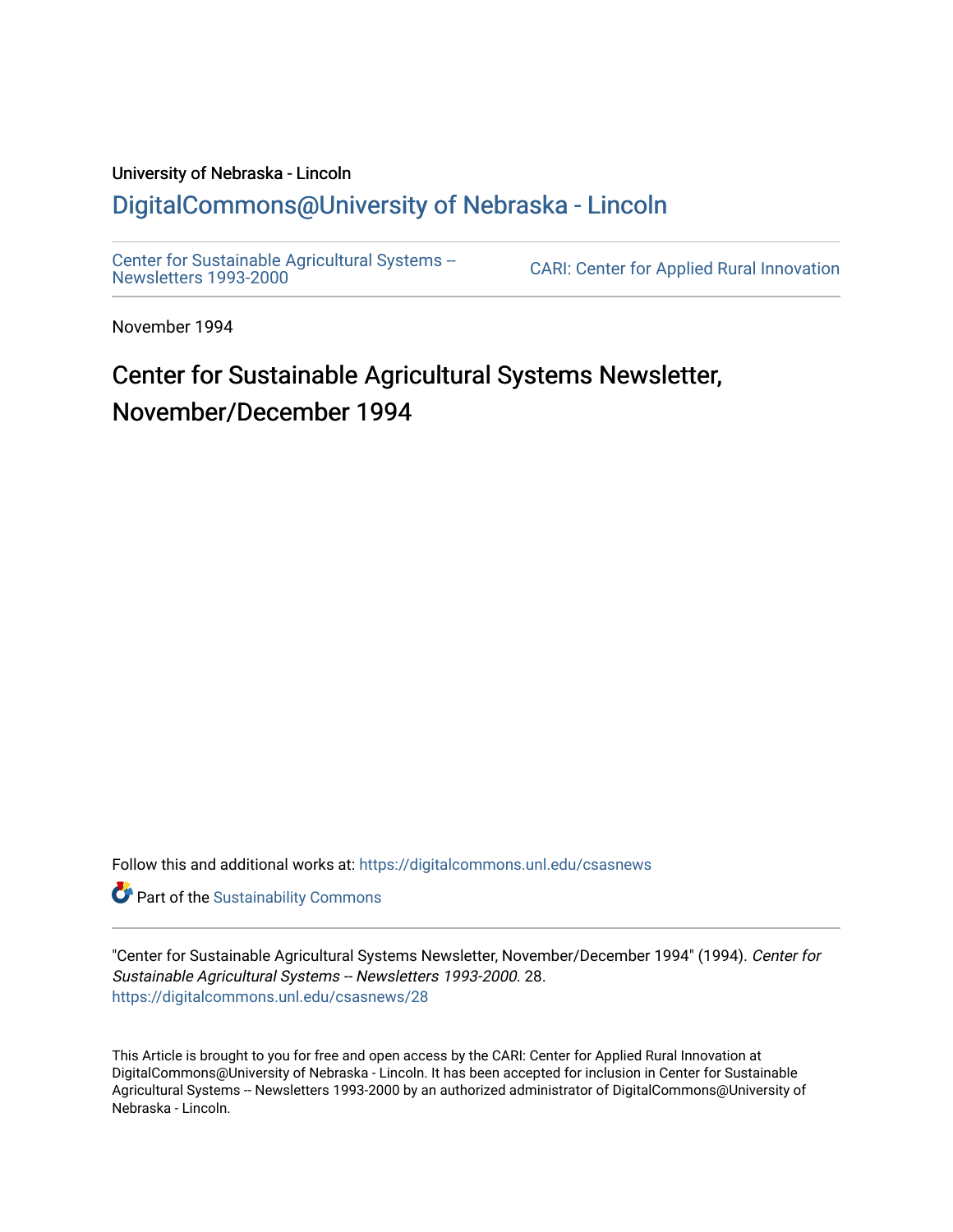University of Nebraska - Lincoln

## DigitalCommons@University of Nebraska - Lincoln

Center for Sustainable Agricultural Systems -- Newsletters 1993-2000

CARI: Center for Applied Rural Innovation

November 1994

# Center for Sustainable Agricultural Systems Newsletter, November/December 1994

Follow this and additional works at: https://digitalcommons.unl.edu/csasnews

Part of the Sustainability Commons

"Center for Sustainable Agricultural Systems Newsletter, November/December 1994" (1994). *Center for Sustainable Agricultural Systems -- Newsletters 1993-2000*. 28.
https://digitalcommons.unl.edu/csasnews/28

This Article is brought to you for free and open access by the CARI: Center for Applied Rural Innovation at DigitalCommons@University of Nebraska - Lincoln. It has been accepted for inclusion in Center for Sustainable Agricultural Systems -- Newsletters 1993-2000 by an authorized administrator of DigitalCommons@University of Nebraska - Lincoln.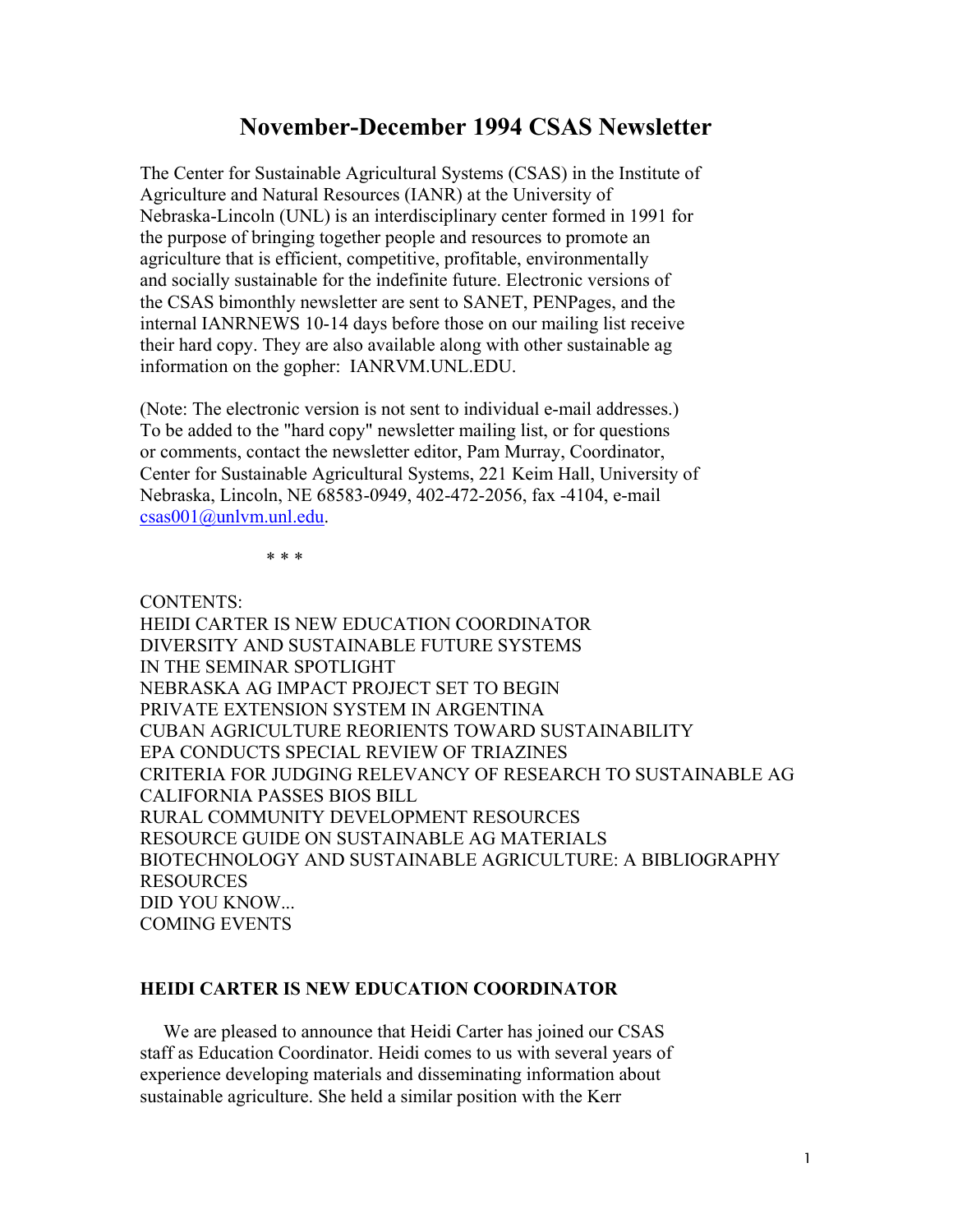# November-December 1994 CSAS Newsletter

The Center for Sustainable Agricultural Systems (CSAS) in the Institute of Agriculture and Natural Resources (IANR) at the University of Nebraska-Lincoln (UNL) is an interdisciplinary center formed in 1991 for the purpose of bringing together people and resources to promote an agriculture that is efficient, competitive, profitable, environmentally and socially sustainable for the indefinite future. Electronic versions of the CSAS bimonthly newsletter are sent to SANET, PENPages, and the internal IANRNEWS 10-14 days before those on our mailing list receive their hard copy. They are also available along with other sustainable ag information on the gopher: IANRVM.UNL.EDU.

(Note: The electronic version is not sent to individual e-mail addresses.) To be added to the "hard copy" newsletter mailing list, or for questions or comments, contact the newsletter editor, Pam Murray, Coordinator, Center for Sustainable Agricultural Systems, 221 Keim Hall, University of Nebraska, Lincoln, NE 68583-0949, 402-472-2056, fax -4104, e-mail csas001@unlvm.unl.edu.

\* \* \*

CONTENTS:
HEIDI CARTER IS NEW EDUCATION COORDINATOR
DIVERSITY AND SUSTAINABLE FUTURE SYSTEMS
IN THE SEMINAR SPOTLIGHT
NEBRASKA AG IMPACT PROJECT SET TO BEGIN
PRIVATE EXTENSION SYSTEM IN ARGENTINA
CUBAN AGRICULTURE REORIENTS TOWARD SUSTAINABILITY
EPA CONDUCTS SPECIAL REVIEW OF TRIAZINES
CRITERIA FOR JUDGING RELEVANCY OF RESEARCH TO SUSTAINABLE AG
CALIFORNIA PASSES BIOS BILL
RURAL COMMUNITY DEVELOPMENT RESOURCES
RESOURCE GUIDE ON SUSTAINABLE AG MATERIALS
BIOTECHNOLOGY AND SUSTAINABLE AGRICULTURE: A BIBLIOGRAPHY
RESOURCES
DID YOU KNOW...
COMING EVENTS

### HEIDI CARTER IS NEW EDUCATION COORDINATOR

We are pleased to announce that Heidi Carter has joined our CSAS staff as Education Coordinator. Heidi comes to us with several years of experience developing materials and disseminating information about sustainable agriculture. She held a similar position with the Kerr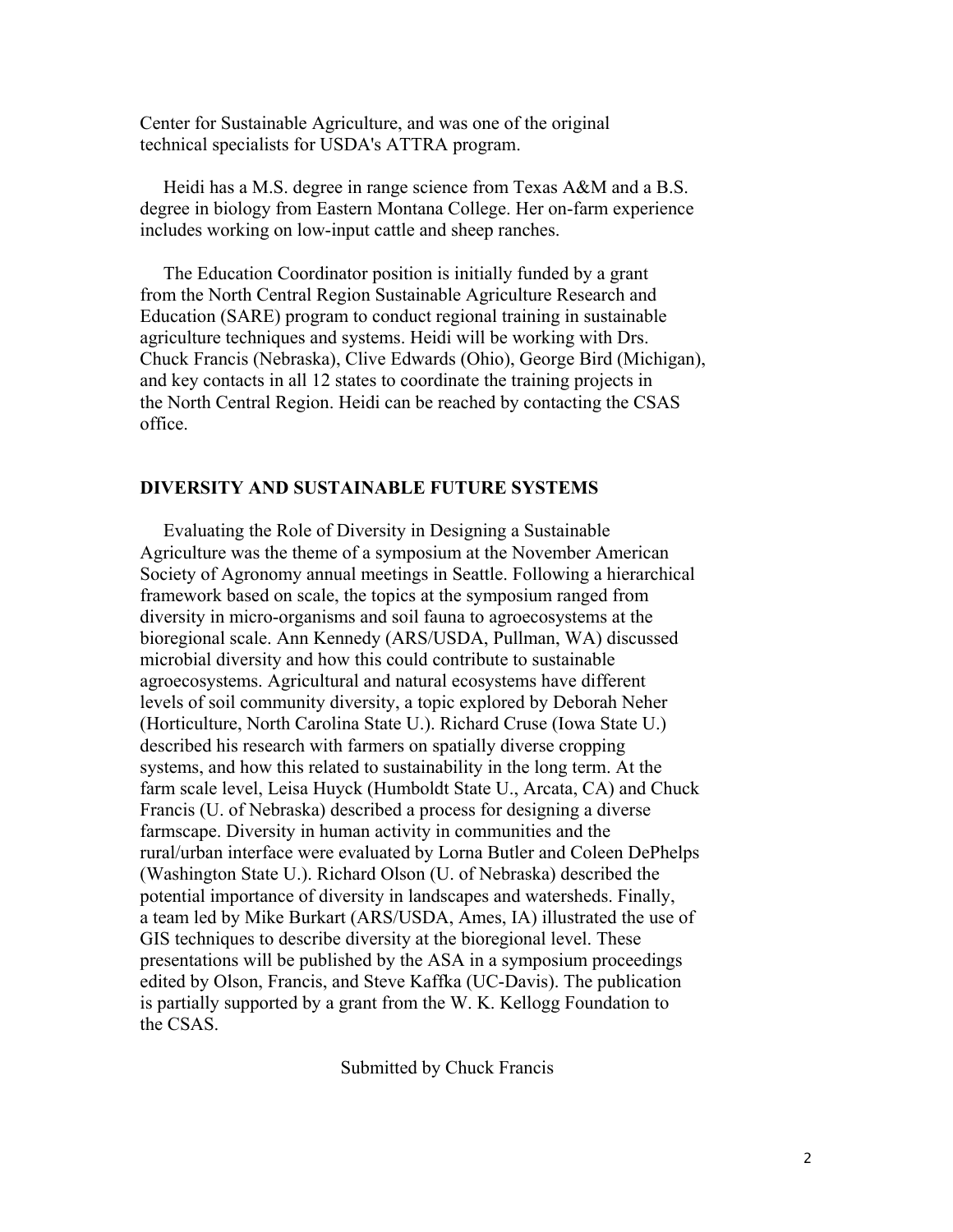Center for Sustainable Agriculture, and was one of the original technical specialists for USDA's ATTRA program.

Heidi has a M.S. degree in range science from Texas A&M and a B.S. degree in biology from Eastern Montana College. Her on-farm experience includes working on low-input cattle and sheep ranches.

The Education Coordinator position is initially funded by a grant from the North Central Region Sustainable Agriculture Research and Education (SARE) program to conduct regional training in sustainable agriculture techniques and systems. Heidi will be working with Drs. Chuck Francis (Nebraska), Clive Edwards (Ohio), George Bird (Michigan), and key contacts in all 12 states to coordinate the training projects in the North Central Region. Heidi can be reached by contacting the CSAS office.

## DIVERSITY AND SUSTAINABLE FUTURE SYSTEMS

Evaluating the Role of Diversity in Designing a Sustainable Agriculture was the theme of a symposium at the November American Society of Agronomy annual meetings in Seattle. Following a hierarchical framework based on scale, the topics at the symposium ranged from diversity in micro-organisms and soil fauna to agroecosystems at the bioregional scale. Ann Kennedy (ARS/USDA, Pullman, WA) discussed microbial diversity and how this could contribute to sustainable agroecosystems. Agricultural and natural ecosystems have different levels of soil community diversity, a topic explored by Deborah Neher (Horticulture, North Carolina State U.). Richard Cruse (Iowa State U.) described his research with farmers on spatially diverse cropping systems, and how this related to sustainability in the long term. At the farm scale level, Leisa Huyck (Humboldt State U., Arcata, CA) and Chuck Francis (U. of Nebraska) described a process for designing a diverse farmscape. Diversity in human activity in communities and the rural/urban interface were evaluated by Lorna Butler and Coleen DePhelps (Washington State U.). Richard Olson (U. of Nebraska) described the potential importance of diversity in landscapes and watersheds. Finally, a team led by Mike Burkart (ARS/USDA, Ames, IA) illustrated the use of GIS techniques to describe diversity at the bioregional level. These presentations will be published by the ASA in a symposium proceedings edited by Olson, Francis, and Steve Kaffka (UC-Davis). The publication is partially supported by a grant from the W. K. Kellogg Foundation to the CSAS.

Submitted by Chuck Francis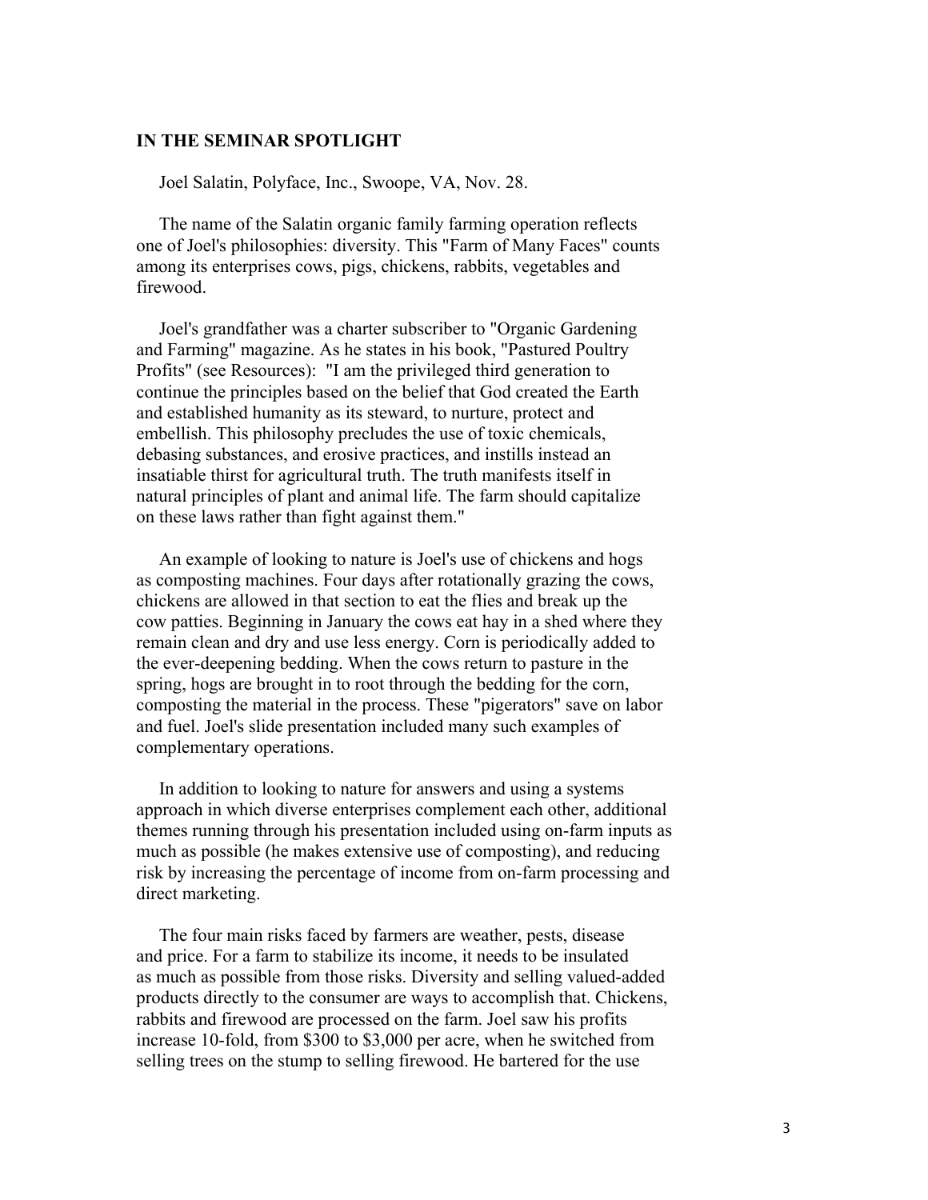**IN THE SEMINAR SPOTLIGHT**

Joel Salatin, Polyface, Inc., Swoope, VA, Nov. 28.

The name of the Salatin organic family farming operation reflects one of Joel's philosophies: diversity. This "Farm of Many Faces" counts among its enterprises cows, pigs, chickens, rabbits, vegetables and firewood.

Joel's grandfather was a charter subscriber to "Organic Gardening and Farming" magazine. As he states in his book, "Pastured Poultry Profits" (see Resources): "I am the privileged third generation to continue the principles based on the belief that God created the Earth and established humanity as its steward, to nurture, protect and embellish. This philosophy precludes the use of toxic chemicals, debasing substances, and erosive practices, and instills instead an insatiable thirst for agricultural truth. The truth manifests itself in natural principles of plant and animal life. The farm should capitalize on these laws rather than fight against them."

An example of looking to nature is Joel's use of chickens and hogs as composting machines. Four days after rotationally grazing the cows, chickens are allowed in that section to eat the flies and break up the cow patties. Beginning in January the cows eat hay in a shed where they remain clean and dry and use less energy. Corn is periodically added to the ever-deepening bedding. When the cows return to pasture in the spring, hogs are brought in to root through the bedding for the corn, composting the material in the process. These "pigerators" save on labor and fuel. Joel's slide presentation included many such examples of complementary operations.

In addition to looking to nature for answers and using a systems approach in which diverse enterprises complement each other, additional themes running through his presentation included using on-farm inputs as much as possible (he makes extensive use of composting), and reducing risk by increasing the percentage of income from on-farm processing and direct marketing.

The four main risks faced by farmers are weather, pests, disease and price. For a farm to stabilize its income, it needs to be insulated as much as possible from those risks. Diversity and selling valued-added products directly to the consumer are ways to accomplish that. Chickens, rabbits and firewood are processed on the farm. Joel saw his profits increase 10-fold, from $300 to $3,000 per acre, when he switched from selling trees on the stump to selling firewood. He bartered for the use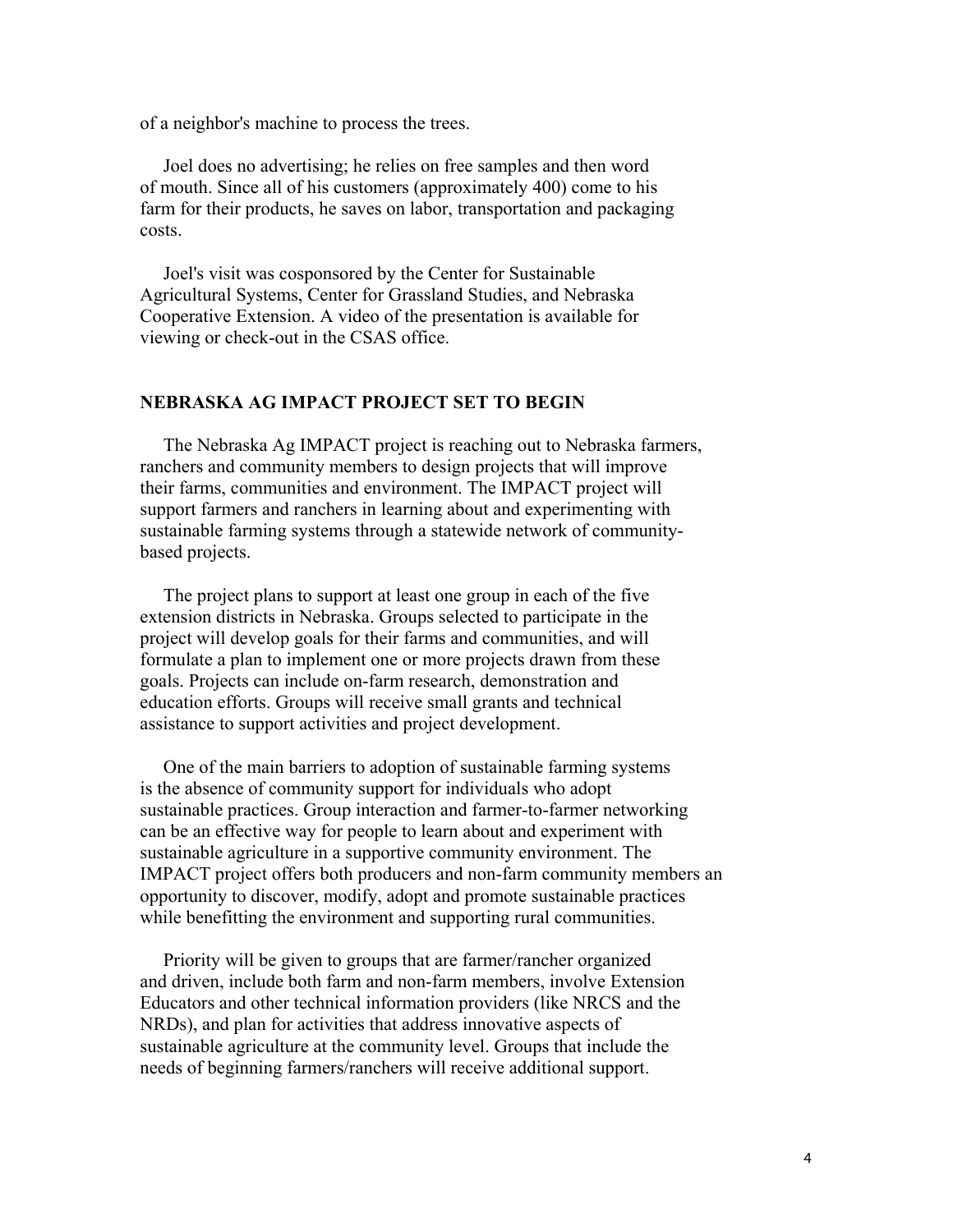of a neighbor's machine to process the trees.

Joel does no advertising; he relies on free samples and then word of mouth. Since all of his customers (approximately 400) come to his farm for their products, he saves on labor, transportation and packaging costs.

Joel's visit was cosponsored by the Center for Sustainable Agricultural Systems, Center for Grassland Studies, and Nebraska Cooperative Extension. A video of the presentation is available for viewing or check-out in the CSAS office.

## NEBRASKA AG IMPACT PROJECT SET TO BEGIN

The Nebraska Ag IMPACT project is reaching out to Nebraska farmers, ranchers and community members to design projects that will improve their farms, communities and environment. The IMPACT project will support farmers and ranchers in learning about and experimenting with sustainable farming systems through a statewide network of community-based projects.

The project plans to support at least one group in each of the five extension districts in Nebraska. Groups selected to participate in the project will develop goals for their farms and communities, and will formulate a plan to implement one or more projects drawn from these goals. Projects can include on-farm research, demonstration and education efforts. Groups will receive small grants and technical assistance to support activities and project development.

One of the main barriers to adoption of sustainable farming systems is the absence of community support for individuals who adopt sustainable practices. Group interaction and farmer-to-farmer networking can be an effective way for people to learn about and experiment with sustainable agriculture in a supportive community environment. The IMPACT project offers both producers and non-farm community members an opportunity to discover, modify, adopt and promote sustainable practices while benefitting the environment and supporting rural communities.

Priority will be given to groups that are farmer/rancher organized and driven, include both farm and non-farm members, involve Extension Educators and other technical information providers (like NRCS and the NRDs), and plan for activities that address innovative aspects of sustainable agriculture at the community level. Groups that include the needs of beginning farmers/ranchers will receive additional support.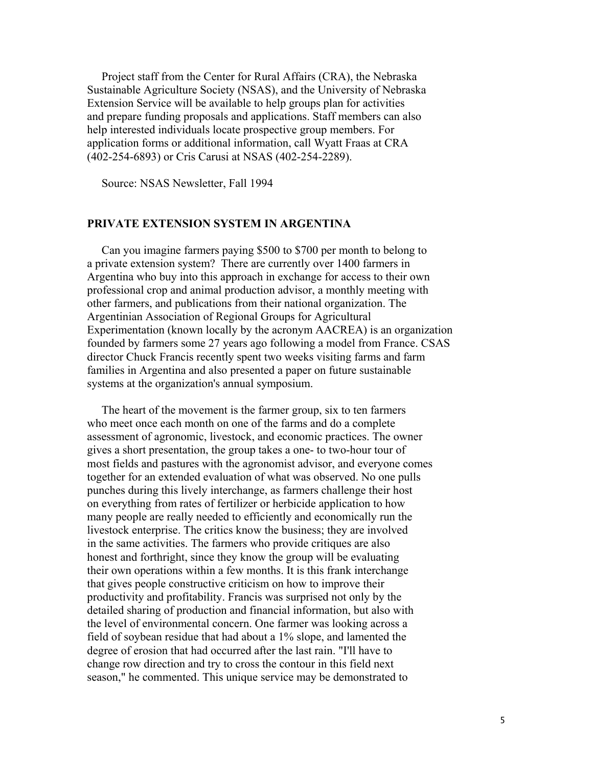Project staff from the Center for Rural Affairs (CRA), the Nebraska Sustainable Agriculture Society (NSAS), and the University of Nebraska Extension Service will be available to help groups plan for activities and prepare funding proposals and applications. Staff members can also help interested individuals locate prospective group members. For application forms or additional information, call Wyatt Fraas at CRA (402-254-6893) or Cris Carusi at NSAS (402-254-2289).

Source: NSAS Newsletter, Fall 1994

## PRIVATE EXTENSION SYSTEM IN ARGENTINA

Can you imagine farmers paying $500 to $700 per month to belong to a private extension system? There are currently over 1400 farmers in Argentina who buy into this approach in exchange for access to their own professional crop and animal production advisor, a monthly meeting with other farmers, and publications from their national organization. The Argentinian Association of Regional Groups for Agricultural Experimentation (known locally by the acronym AACREA) is an organization founded by farmers some 27 years ago following a model from France. CSAS director Chuck Francis recently spent two weeks visiting farms and farm families in Argentina and also presented a paper on future sustainable systems at the organization's annual symposium.

The heart of the movement is the farmer group, six to ten farmers who meet once each month on one of the farms and do a complete assessment of agronomic, livestock, and economic practices. The owner gives a short presentation, the group takes a one- to two-hour tour of most fields and pastures with the agronomist advisor, and everyone comes together for an extended evaluation of what was observed. No one pulls punches during this lively interchange, as farmers challenge their host on everything from rates of fertilizer or herbicide application to how many people are really needed to efficiently and economically run the livestock enterprise. The critics know the business; they are involved in the same activities. The farmers who provide critiques are also honest and forthright, since they know the group will be evaluating their own operations within a few months. It is this frank interchange that gives people constructive criticism on how to improve their productivity and profitability. Francis was surprised not only by the detailed sharing of production and financial information, but also with the level of environmental concern. One farmer was looking across a field of soybean residue that had about a 1% slope, and lamented the degree of erosion that had occurred after the last rain. "I'll have to change row direction and try to cross the contour in this field next season," he commented. This unique service may be demonstrated to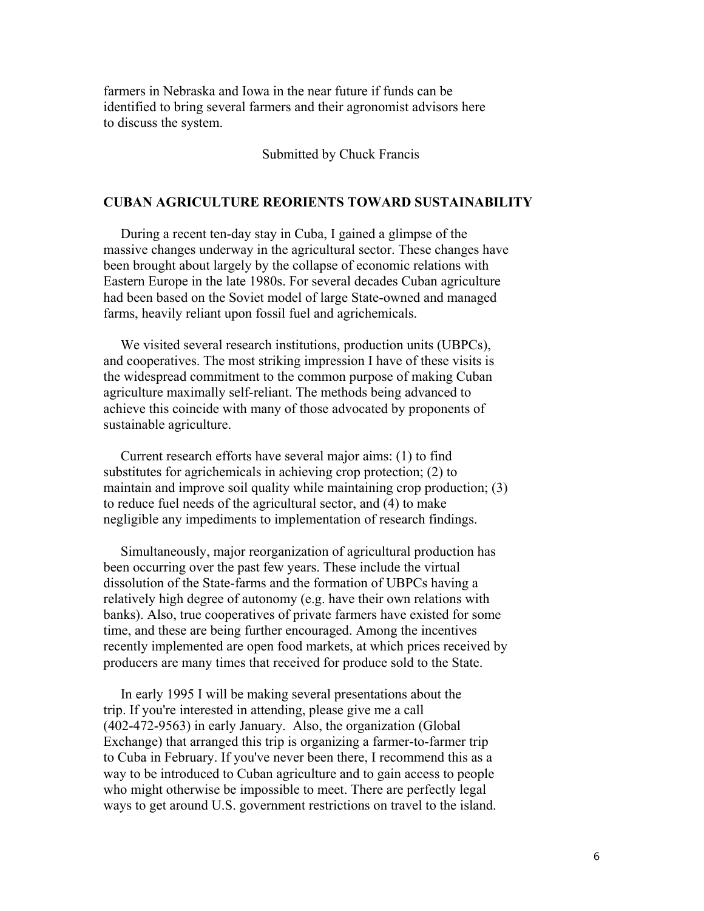farmers in Nebraska and Iowa in the near future if funds can be identified to bring several farmers and their agronomist advisors here to discuss the system.

Submitted by Chuck Francis

## CUBAN AGRICULTURE REORIENTS TOWARD SUSTAINABILITY

During a recent ten-day stay in Cuba, I gained a glimpse of the massive changes underway in the agricultural sector. These changes have been brought about largely by the collapse of economic relations with Eastern Europe in the late 1980s. For several decades Cuban agriculture had been based on the Soviet model of large State-owned and managed farms, heavily reliant upon fossil fuel and agrichemicals.

We visited several research institutions, production units (UBPCs), and cooperatives. The most striking impression I have of these visits is the widespread commitment to the common purpose of making Cuban agriculture maximally self-reliant. The methods being advanced to achieve this coincide with many of those advocated by proponents of sustainable agriculture.

Current research efforts have several major aims: (1) to find substitutes for agrichemicals in achieving crop protection; (2) to maintain and improve soil quality while maintaining crop production; (3) to reduce fuel needs of the agricultural sector, and (4) to make negligible any impediments to implementation of research findings.

Simultaneously, major reorganization of agricultural production has been occurring over the past few years. These include the virtual dissolution of the State-farms and the formation of UBPCs having a relatively high degree of autonomy (e.g. have their own relations with banks). Also, true cooperatives of private farmers have existed for some time, and these are being further encouraged. Among the incentives recently implemented are open food markets, at which prices received by producers are many times that received for produce sold to the State.

In early 1995 I will be making several presentations about the trip. If you're interested in attending, please give me a call (402-472-9563) in early January. Also, the organization (Global Exchange) that arranged this trip is organizing a farmer-to-farmer trip to Cuba in February. If you've never been there, I recommend this as a way to be introduced to Cuban agriculture and to gain access to people who might otherwise be impossible to meet. There are perfectly legal ways to get around U.S. government restrictions on travel to the island.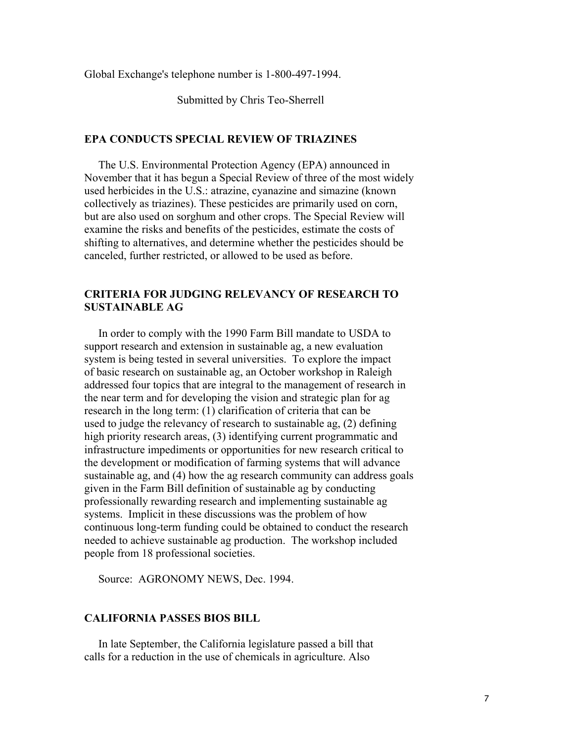Global Exchange's telephone number is 1-800-497-1994.

Submitted by Chris Teo-Sherrell

### EPA CONDUCTS SPECIAL REVIEW OF TRIAZINES

The U.S. Environmental Protection Agency (EPA) announced in November that it has begun a Special Review of three of the most widely used herbicides in the U.S.: atrazine, cyanazine and simazine (known collectively as triazines). These pesticides are primarily used on corn, but are also used on sorghum and other crops. The Special Review will examine the risks and benefits of the pesticides, estimate the costs of shifting to alternatives, and determine whether the pesticides should be canceled, further restricted, or allowed to be used as before.

### CRITERIA FOR JUDGING RELEVANCY OF RESEARCH TO SUSTAINABLE AG

In order to comply with the 1990 Farm Bill mandate to USDA to support research and extension in sustainable ag, a new evaluation system is being tested in several universities. To explore the impact of basic research on sustainable ag, an October workshop in Raleigh addressed four topics that are integral to the management of research in the near term and for developing the vision and strategic plan for ag research in the long term: (1) clarification of criteria that can be used to judge the relevancy of research to sustainable ag, (2) defining high priority research areas, (3) identifying current programmatic and infrastructure impediments or opportunities for new research critical to the development or modification of farming systems that will advance sustainable ag, and (4) how the ag research community can address goals given in the Farm Bill definition of sustainable ag by conducting professionally rewarding research and implementing sustainable ag systems. Implicit in these discussions was the problem of how continuous long-term funding could be obtained to conduct the research needed to achieve sustainable ag production. The workshop included people from 18 professional societies.

Source: AGRONOMY NEWS, Dec. 1994.

### CALIFORNIA PASSES BIOS BILL

In late September, the California legislature passed a bill that calls for a reduction in the use of chemicals in agriculture. Also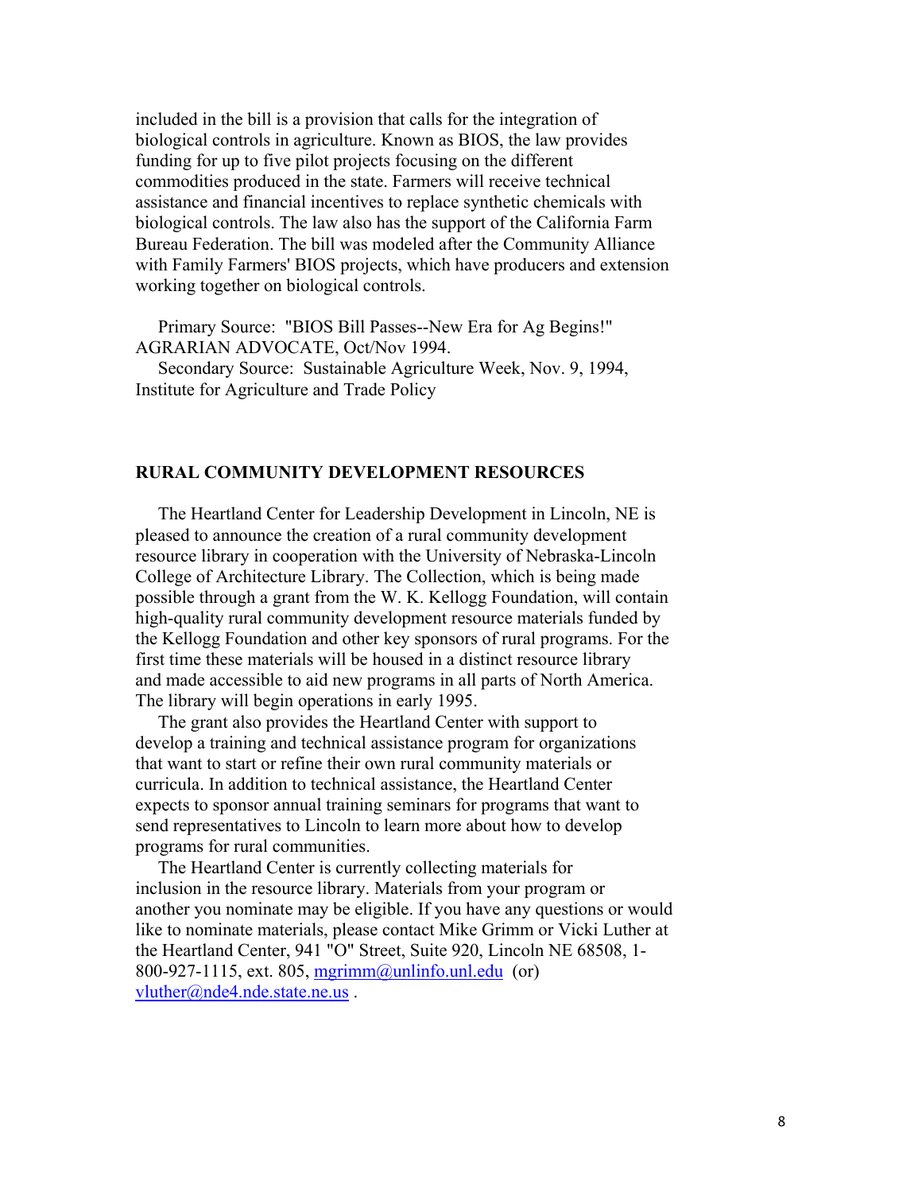included in the bill is a provision that calls for the integration of biological controls in agriculture. Known as BIOS, the law provides funding for up to five pilot projects focusing on the different commodities produced in the state. Farmers will receive technical assistance and financial incentives to replace synthetic chemicals with biological controls. The law also has the support of the California Farm Bureau Federation. The bill was modeled after the Community Alliance with Family Farmers' BIOS projects, which have producers and extension working together on biological controls.

Primary Source: "BIOS Bill Passes--New Era for Ag Begins!" AGRARIAN ADVOCATE, Oct/Nov 1994.
Secondary Source: Sustainable Agriculture Week, Nov. 9, 1994, Institute for Agriculture and Trade Policy

**RURAL COMMUNITY DEVELOPMENT RESOURCES**

The Heartland Center for Leadership Development in Lincoln, NE is pleased to announce the creation of a rural community development resource library in cooperation with the University of Nebraska-Lincoln College of Architecture Library. The Collection, which is being made possible through a grant from the W. K. Kellogg Foundation, will contain high-quality rural community development resource materials funded by the Kellogg Foundation and other key sponsors of rural programs. For the first time these materials will be housed in a distinct resource library and made accessible to aid new programs in all parts of North America. The library will begin operations in early 1995.

The grant also provides the Heartland Center with support to develop a training and technical assistance program for organizations that want to start or refine their own rural community materials or curricula. In addition to technical assistance, the Heartland Center expects to sponsor annual training seminars for programs that want to send representatives to Lincoln to learn more about how to develop programs for rural communities.

The Heartland Center is currently collecting materials for inclusion in the resource library. Materials from your program or another you nominate may be eligible. If you have any questions or would like to nominate materials, please contact Mike Grimm or Vicki Luther at the Heartland Center, 941 "O" Street, Suite 920, Lincoln NE 68508, 1-800-927-1115, ext. 805, mgrimm@unlinfo.unl.edu (or) vluther@nde4.nde.state.ne.us .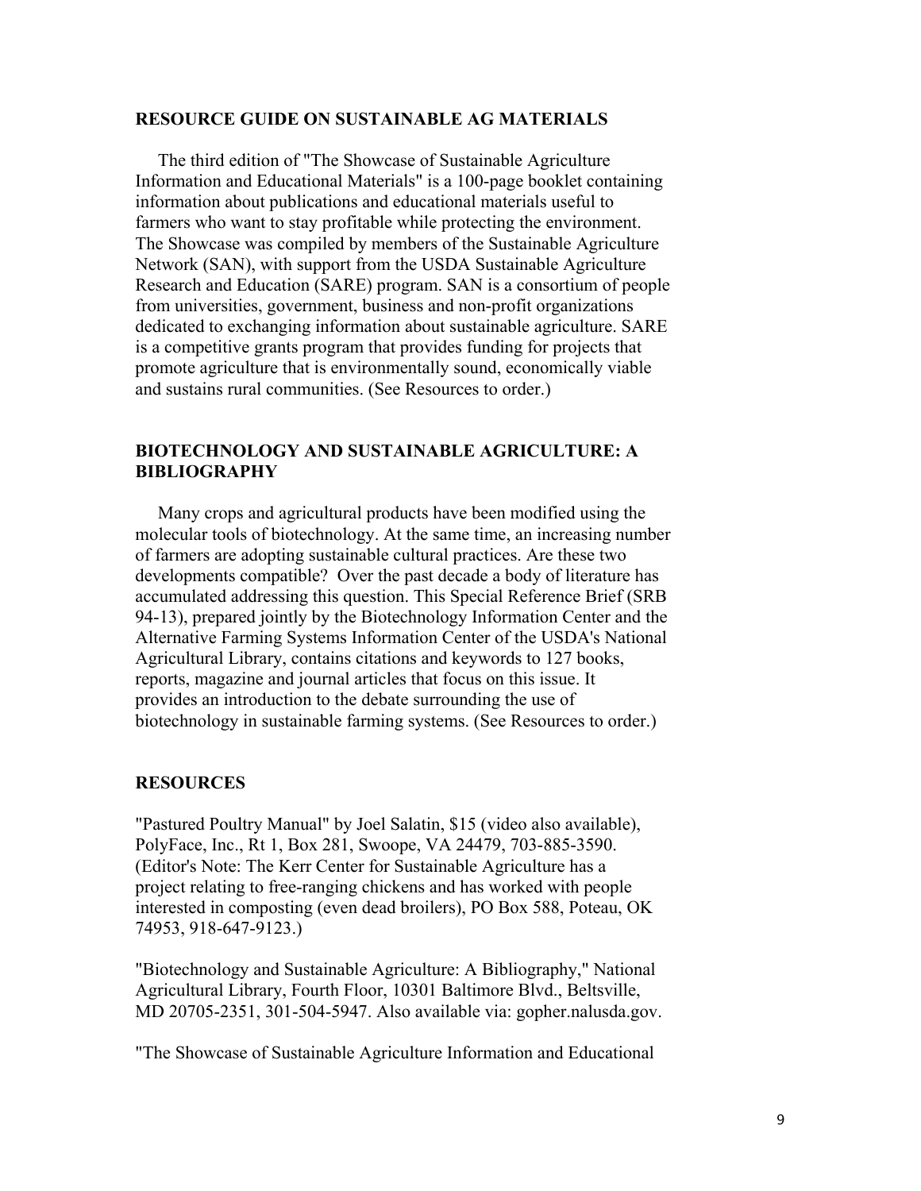## RESOURCE GUIDE ON SUSTAINABLE AG MATERIALS

The third edition of "The Showcase of Sustainable Agriculture Information and Educational Materials" is a 100-page booklet containing information about publications and educational materials useful to farmers who want to stay profitable while protecting the environment. The Showcase was compiled by members of the Sustainable Agriculture Network (SAN), with support from the USDA Sustainable Agriculture Research and Education (SARE) program. SAN is a consortium of people from universities, government, business and non-profit organizations dedicated to exchanging information about sustainable agriculture. SARE is a competitive grants program that provides funding for projects that promote agriculture that is environmentally sound, economically viable and sustains rural communities. (See Resources to order.)

## BIOTECHNOLOGY AND SUSTAINABLE AGRICULTURE: A BIBLIOGRAPHY

Many crops and agricultural products have been modified using the molecular tools of biotechnology. At the same time, an increasing number of farmers are adopting sustainable cultural practices. Are these two developments compatible? Over the past decade a body of literature has accumulated addressing this question. This Special Reference Brief (SRB 94-13), prepared jointly by the Biotechnology Information Center and the Alternative Farming Systems Information Center of the USDA's National Agricultural Library, contains citations and keywords to 127 books, reports, magazine and journal articles that focus on this issue. It provides an introduction to the debate surrounding the use of biotechnology in sustainable farming systems. (See Resources to order.)

## RESOURCES

"Pastured Poultry Manual" by Joel Salatin, $15 (video also available), PolyFace, Inc., Rt 1, Box 281, Swoope, VA 24479, 703-885-3590. (Editor's Note: The Kerr Center for Sustainable Agriculture has a project relating to free-ranging chickens and has worked with people interested in composting (even dead broilers), PO Box 588, Poteau, OK 74953, 918-647-9123.)

"Biotechnology and Sustainable Agriculture: A Bibliography," National Agricultural Library, Fourth Floor, 10301 Baltimore Blvd., Beltsville, MD 20705-2351, 301-504-5947. Also available via: gopher.nalusda.gov.

"The Showcase of Sustainable Agriculture Information and Educational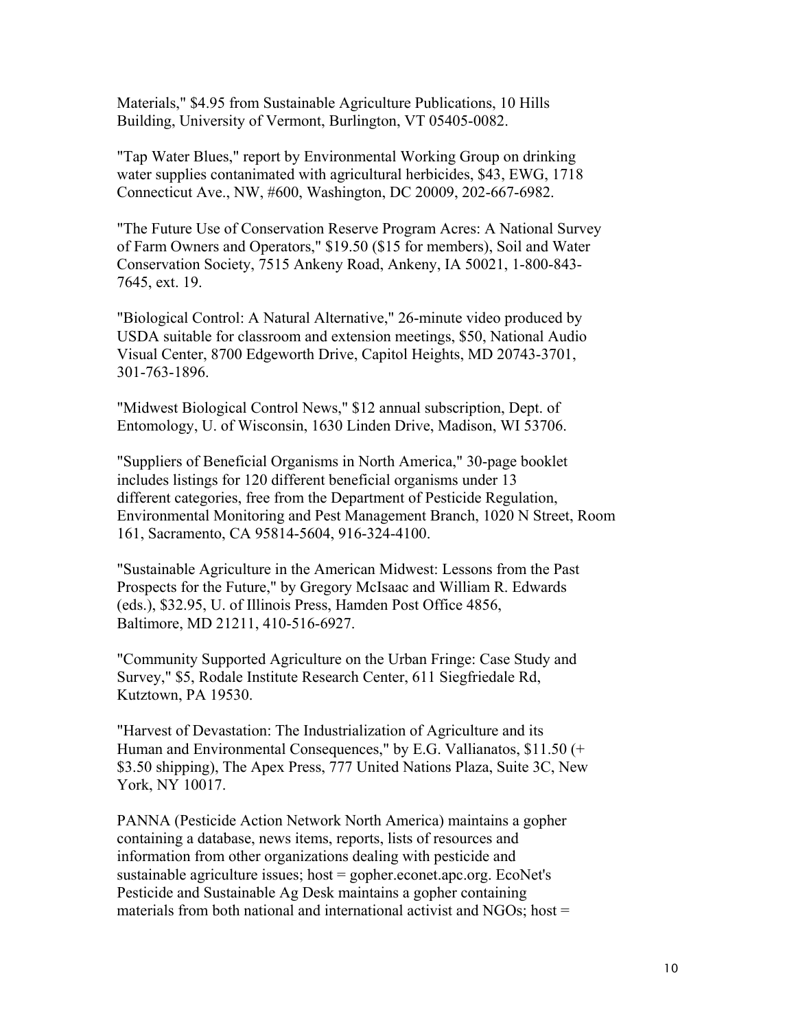Materials," $4.95 from Sustainable Agriculture Publications, 10 Hills Building, University of Vermont, Burlington, VT 05405-0082.

"Tap Water Blues," report by Environmental Working Group on drinking water supplies contanimated with agricultural herbicides, $43, EWG, 1718 Connecticut Ave., NW, #600, Washington, DC 20009, 202-667-6982.

"The Future Use of Conservation Reserve Program Acres: A National Survey of Farm Owners and Operators," $19.50 ($15 for members), Soil and Water Conservation Society, 7515 Ankeny Road, Ankeny, IA 50021, 1-800-843-7645, ext. 19.

"Biological Control: A Natural Alternative," 26-minute video produced by USDA suitable for classroom and extension meetings, $50, National Audio Visual Center, 8700 Edgeworth Drive, Capitol Heights, MD 20743-3701, 301-763-1896.

"Midwest Biological Control News," $12 annual subscription, Dept. of Entomology, U. of Wisconsin, 1630 Linden Drive, Madison, WI 53706.

"Suppliers of Beneficial Organisms in North America," 30-page booklet includes listings for 120 different beneficial organisms under 13 different categories, free from the Department of Pesticide Regulation, Environmental Monitoring and Pest Management Branch, 1020 N Street, Room 161, Sacramento, CA 95814-5604, 916-324-4100.

"Sustainable Agriculture in the American Midwest: Lessons from the Past Prospects for the Future," by Gregory McIsaac and William R. Edwards (eds.), $32.95, U. of Illinois Press, Hamden Post Office 4856, Baltimore, MD 21211, 410-516-6927.

"Community Supported Agriculture on the Urban Fringe: Case Study and Survey," $5, Rodale Institute Research Center, 611 Siegfriedale Rd, Kutztown, PA 19530.

"Harvest of Devastation: The Industrialization of Agriculture and its Human and Environmental Consequences," by E.G. Vallianatos, $11.50 (+ $3.50 shipping), The Apex Press, 777 United Nations Plaza, Suite 3C, New York, NY 10017.

PANNA (Pesticide Action Network North America) maintains a gopher containing a database, news items, reports, lists of resources and information from other organizations dealing with pesticide and sustainable agriculture issues; host = gopher.econet.apc.org. EcoNet's Pesticide and Sustainable Ag Desk maintains a gopher containing materials from both national and international activist and NGOs; host =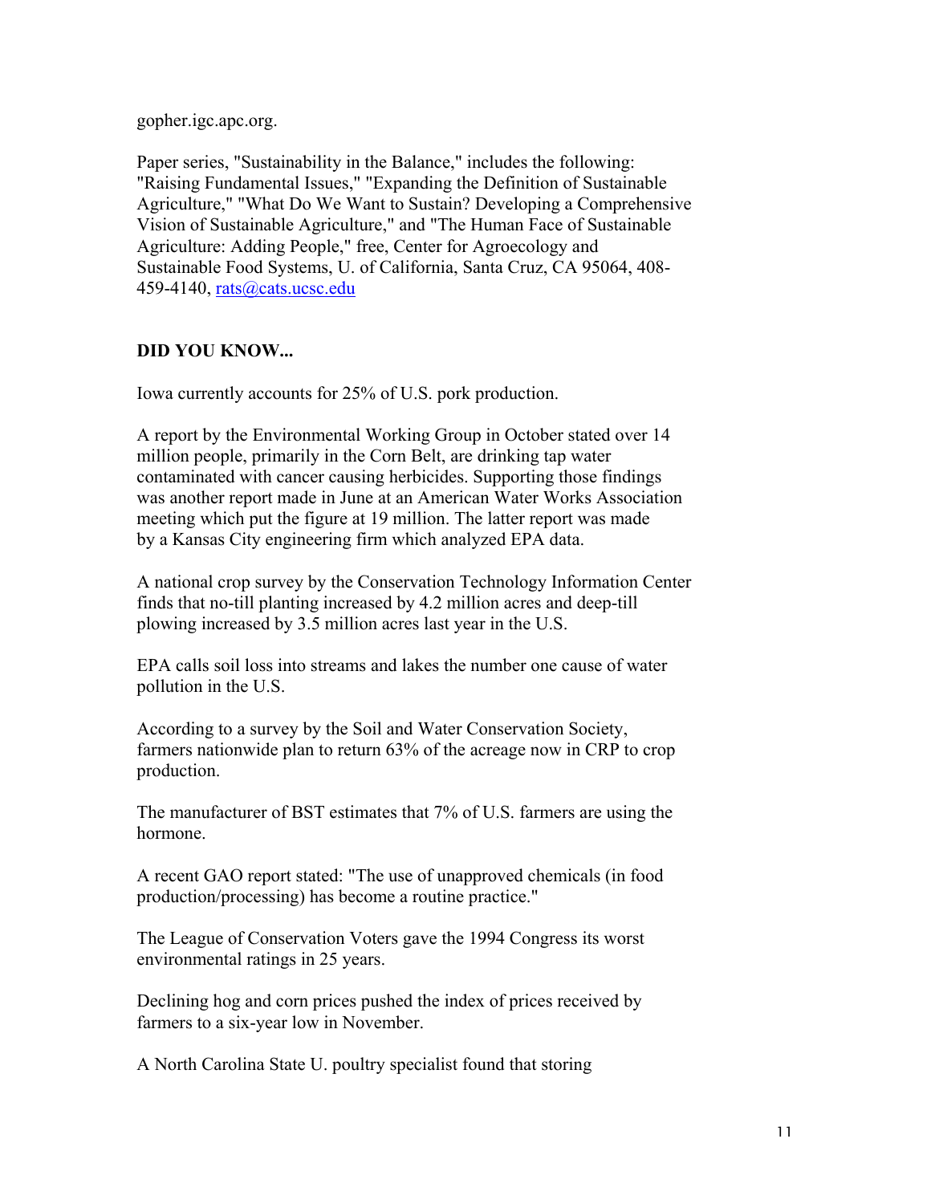gopher.igc.apc.org.

Paper series, "Sustainability in the Balance," includes the following: "Raising Fundamental Issues," "Expanding the Definition of Sustainable Agriculture," "What Do We Want to Sustain? Developing a Comprehensive Vision of Sustainable Agriculture," and "The Human Face of Sustainable Agriculture: Adding People," free, Center for Agroecology and Sustainable Food Systems, U. of California, Santa Cruz, CA 95064, 408-459-4140, rats@cats.ucsc.edu

**DID YOU KNOW...**

Iowa currently accounts for 25% of U.S. pork production.

A report by the Environmental Working Group in October stated over 14 million people, primarily in the Corn Belt, are drinking tap water contaminated with cancer causing herbicides. Supporting those findings was another report made in June at an American Water Works Association meeting which put the figure at 19 million. The latter report was made by a Kansas City engineering firm which analyzed EPA data.

A national crop survey by the Conservation Technology Information Center finds that no-till planting increased by 4.2 million acres and deep-till plowing increased by 3.5 million acres last year in the U.S.

EPA calls soil loss into streams and lakes the number one cause of water pollution in the U.S.

According to a survey by the Soil and Water Conservation Society, farmers nationwide plan to return 63% of the acreage now in CRP to crop production.

The manufacturer of BST estimates that 7% of U.S. farmers are using the hormone.

A recent GAO report stated: "The use of unapproved chemicals (in food production/processing) has become a routine practice."

The League of Conservation Voters gave the 1994 Congress its worst environmental ratings in 25 years.

Declining hog and corn prices pushed the index of prices received by farmers to a six-year low in November.

A North Carolina State U. poultry specialist found that storing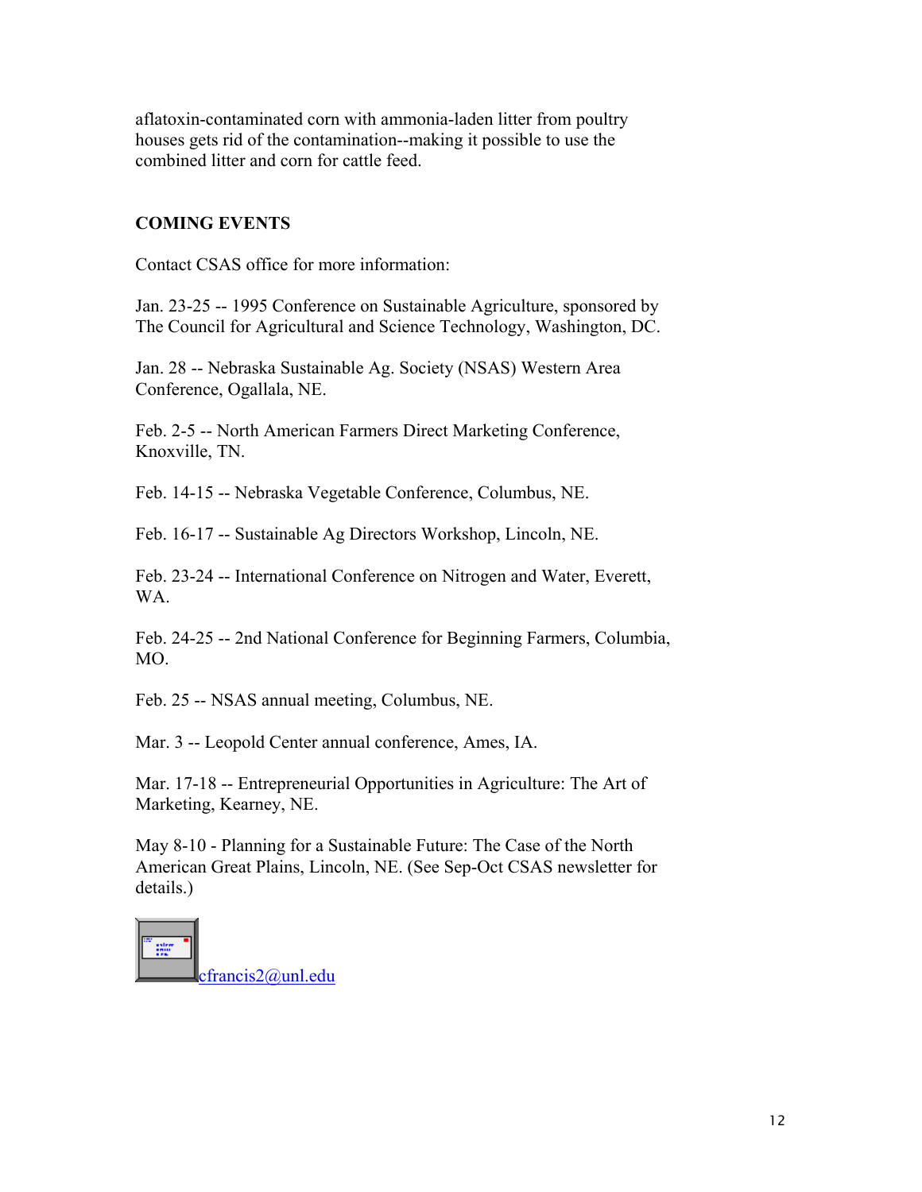aflatoxin-contaminated corn with ammonia-laden litter from poultry houses gets rid of the contamination--making it possible to use the combined litter and corn for cattle feed.

## COMING EVENTS

Contact CSAS office for more information:

Jan. 23-25 -- 1995 Conference on Sustainable Agriculture, sponsored by The Council for Agricultural and Science Technology, Washington, DC.

Jan. 28 -- Nebraska Sustainable Ag. Society (NSAS) Western Area Conference, Ogallala, NE.

Feb. 2-5 -- North American Farmers Direct Marketing Conference, Knoxville, TN.

Feb. 14-15 -- Nebraska Vegetable Conference, Columbus, NE.

Feb. 16-17 -- Sustainable Ag Directors Workshop, Lincoln, NE.

Feb. 23-24 -- International Conference on Nitrogen and Water, Everett, WA.

Feb. 24-25 -- 2nd National Conference for Beginning Farmers, Columbia, MO.

Feb. 25 -- NSAS annual meeting, Columbus, NE.

Mar. 3 -- Leopold Center annual conference, Ames, IA.

Mar. 17-18 -- Entrepreneurial Opportunities in Agriculture: The Art of Marketing, Kearney, NE.

May 8-10 - Planning for a Sustainable Future: The Case of the North American Great Plains, Lincoln, NE. (See Sep-Oct CSAS newsletter for details.)

cfrancis2@unl.edu